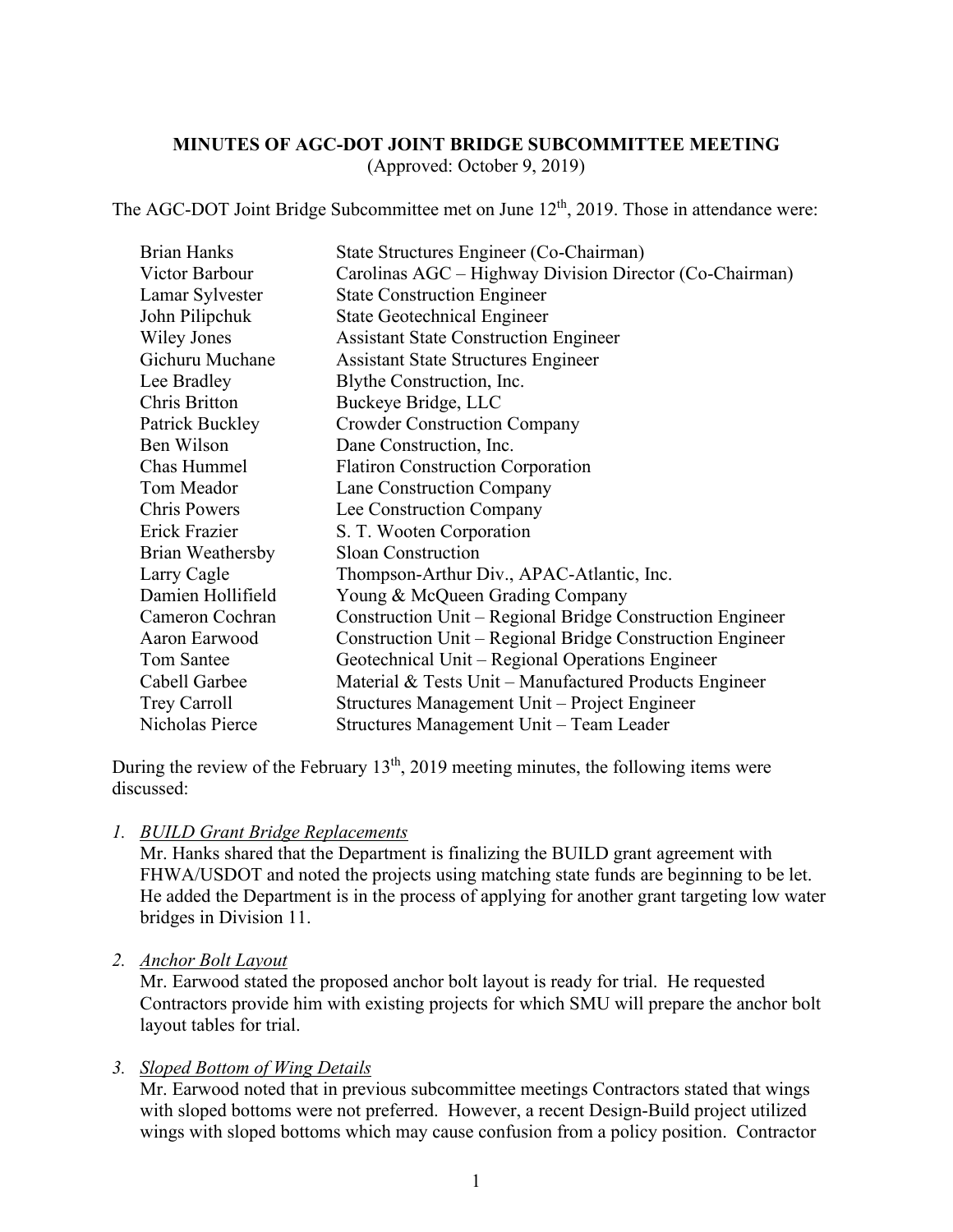**MINUTES OF AGC-DOT JOINT BRIDGE SUBCOMMITTEE MEETING**
(Approved: October 9, 2019)

The AGC-DOT Joint Bridge Subcommittee met on June 12th, 2019. Those in attendance were:

| | |
|---|---|
| Brian Hanks | State Structures Engineer (Co-Chairman) |
| Victor Barbour | Carolinas AGC – Highway Division Director (Co-Chairman) |
| Lamar Sylvester | State Construction Engineer |
| John Pilipchuk | State Geotechnical Engineer |
| Wiley Jones | Assistant State Construction Engineer |
| Gichuru Muchane | Assistant State Structures Engineer |
| Lee Bradley | Blythe Construction, Inc. |
| Chris Britton | Buckeye Bridge, LLC |
| Patrick Buckley | Crowder Construction Company |
| Ben Wilson | Dane Construction, Inc. |
| Chas Hummel | Flatiron Construction Corporation |
| Tom Meador | Lane Construction Company |
| Chris Powers | Lee Construction Company |
| Erick Frazier | S. T. Wooten Corporation |
| Brian Weathersby | Sloan Construction |
| Larry Cagle | Thompson-Arthur Div., APAC-Atlantic, Inc. |
| Damien Hollifield | Young & McQueen Grading Company |
| Cameron Cochran | Construction Unit – Regional Bridge Construction Engineer |
| Aaron Earwood | Construction Unit – Regional Bridge Construction Engineer |
| Tom Santee | Geotechnical Unit – Regional Operations Engineer |
| Cabell Garbee | Material & Tests Unit – Manufactured Products Engineer |
| Trey Carroll | Structures Management Unit – Project Engineer |
| Nicholas Pierce | Structures Management Unit – Team Leader |

During the review of the February 13th, 2019 meeting minutes, the following items were discussed:

1. *BUILD Grant Bridge Replacements*
   Mr. Hanks shared that the Department is finalizing the BUILD grant agreement with FHWA/USDOT and noted the projects using matching state funds are beginning to be let. He added the Department is in the process of applying for another grant targeting low water bridges in Division 11.

2. *Anchor Bolt Layout*
   Mr. Earwood stated the proposed anchor bolt layout is ready for trial. He requested Contractors provide him with existing projects for which SMU will prepare the anchor bolt layout tables for trial.

3. *Sloped Bottom of Wing Details*
   Mr. Earwood noted that in previous subcommittee meetings Contractors stated that wings with sloped bottoms were not preferred. However, a recent Design-Build project utilized wings with sloped bottoms which may cause confusion from a policy position. Contractor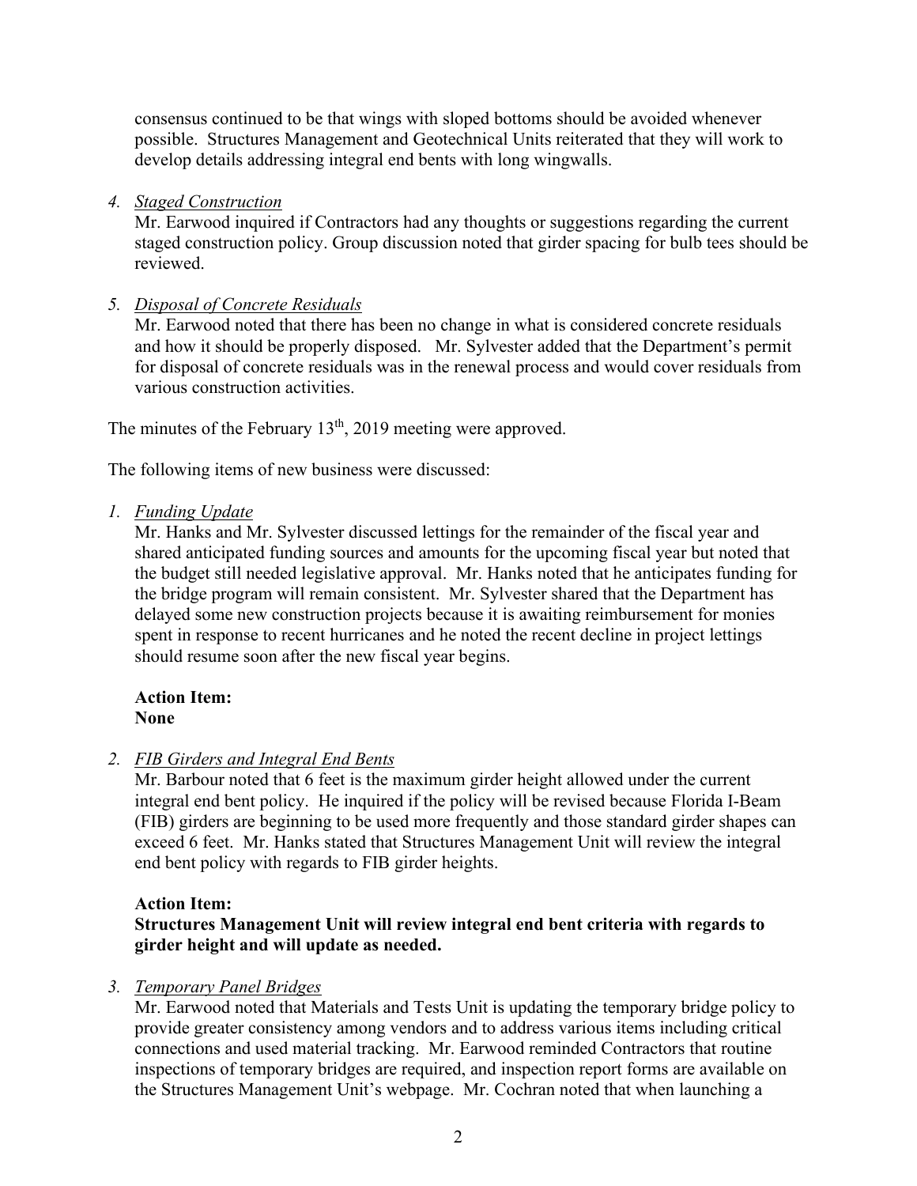consensus continued to be that wings with sloped bottoms should be avoided whenever possible. Structures Management and Geotechnical Units reiterated that they will work to develop details addressing integral end bents with long wingwalls.

4. *Staged Construction*

   Mr. Earwood inquired if Contractors had any thoughts or suggestions regarding the current staged construction policy. Group discussion noted that girder spacing for bulb tees should be reviewed.

5. *Disposal of Concrete Residuals*

   Mr. Earwood noted that there has been no change in what is considered concrete residuals and how it should be properly disposed. Mr. Sylvester added that the Department's permit for disposal of concrete residuals was in the renewal process and would cover residuals from various construction activities.

The minutes of the February 13th, 2019 meeting were approved.

The following items of new business were discussed:

1. *Funding Update*

   Mr. Hanks and Mr. Sylvester discussed lettings for the remainder of the fiscal year and shared anticipated funding sources and amounts for the upcoming fiscal year but noted that the budget still needed legislative approval. Mr. Hanks noted that he anticipates funding for the bridge program will remain consistent. Mr. Sylvester shared that the Department has delayed some new construction projects because it is awaiting reimbursement for monies spent in response to recent hurricanes and he noted the recent decline in project lettings should resume soon after the new fiscal year begins.

   **Action Item:**
   **None**

2. *FIB Girders and Integral End Bents*

   Mr. Barbour noted that 6 feet is the maximum girder height allowed under the current integral end bent policy. He inquired if the policy will be revised because Florida I-Beam (FIB) girders are beginning to be used more frequently and those standard girder shapes can exceed 6 feet. Mr. Hanks stated that Structures Management Unit will review the integral end bent policy with regards to FIB girder heights.

   **Action Item:**
   **Structures Management Unit will review integral end bent criteria with regards to girder height and will update as needed.**

3. *Temporary Panel Bridges*

   Mr. Earwood noted that Materials and Tests Unit is updating the temporary bridge policy to provide greater consistency among vendors and to address various items including critical connections and used material tracking. Mr. Earwood reminded Contractors that routine inspections of temporary bridges are required, and inspection report forms are available on the Structures Management Unit's webpage. Mr. Cochran noted that when launching a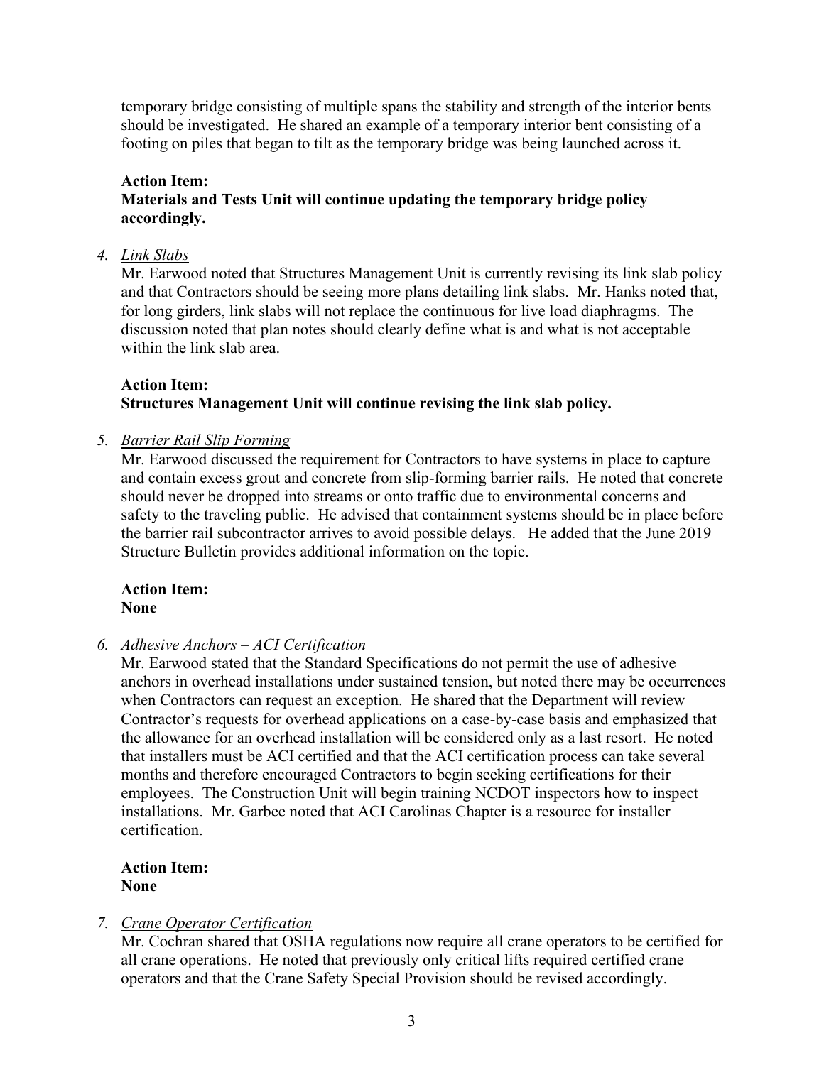temporary bridge consisting of multiple spans the stability and strength of the interior bents should be investigated. He shared an example of a temporary interior bent consisting of a footing on piles that began to tilt as the temporary bridge was being launched across it.

**Action Item:**
**Materials and Tests Unit will continue updating the temporary bridge policy accordingly.**

4. *Link Slabs*

   Mr. Earwood noted that Structures Management Unit is currently revising its link slab policy and that Contractors should be seeing more plans detailing link slabs. Mr. Hanks noted that, for long girders, link slabs will not replace the continuous for live load diaphragms. The discussion noted that plan notes should clearly define what is and what is not acceptable within the link slab area.

   **Action Item:**
   **Structures Management Unit will continue revising the link slab policy.**

5. *Barrier Rail Slip Forming*

   Mr. Earwood discussed the requirement for Contractors to have systems in place to capture and contain excess grout and concrete from slip-forming barrier rails. He noted that concrete should never be dropped into streams or onto traffic due to environmental concerns and safety to the traveling public. He advised that containment systems should be in place before the barrier rail subcontractor arrives to avoid possible delays. He added that the June 2019 Structure Bulletin provides additional information on the topic.

   **Action Item:**
   **None**

6. *Adhesive Anchors – ACI Certification*

   Mr. Earwood stated that the Standard Specifications do not permit the use of adhesive anchors in overhead installations under sustained tension, but noted there may be occurrences when Contractors can request an exception. He shared that the Department will review Contractor's requests for overhead applications on a case-by-case basis and emphasized that the allowance for an overhead installation will be considered only as a last resort. He noted that installers must be ACI certified and that the ACI certification process can take several months and therefore encouraged Contractors to begin seeking certifications for their employees. The Construction Unit will begin training NCDOT inspectors how to inspect installations. Mr. Garbee noted that ACI Carolinas Chapter is a resource for installer certification.

   **Action Item:**
   **None**

7. *Crane Operator Certification*

   Mr. Cochran shared that OSHA regulations now require all crane operators to be certified for all crane operations. He noted that previously only critical lifts required certified crane operators and that the Crane Safety Special Provision should be revised accordingly.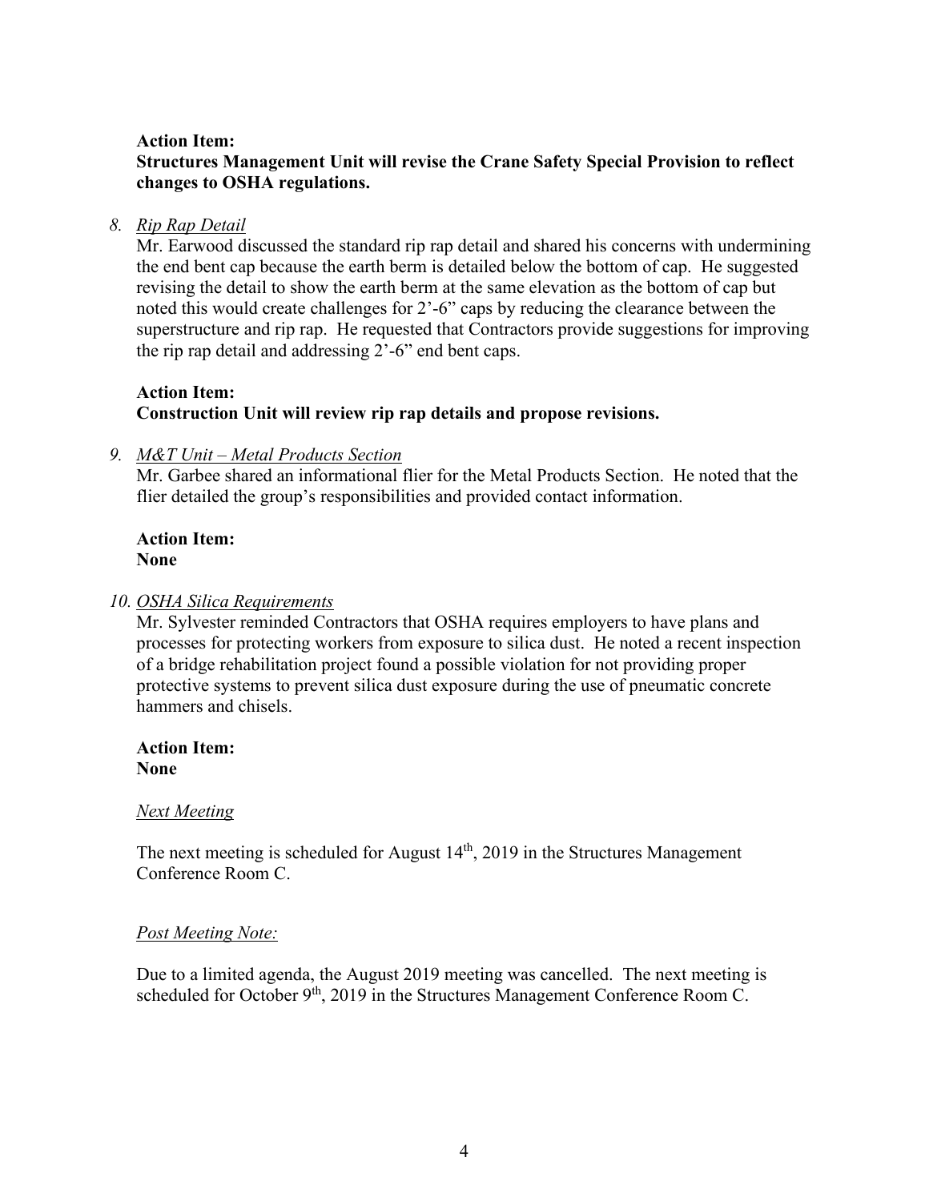**Action Item:**
**Structures Management Unit will revise the Crane Safety Special Provision to reflect changes to OSHA regulations.**

8. *Rip Rap Detail*

   Mr. Earwood discussed the standard rip rap detail and shared his concerns with undermining the end bent cap because the earth berm is detailed below the bottom of cap. He suggested revising the detail to show the earth berm at the same elevation as the bottom of cap but noted this would create challenges for 2'-6" caps by reducing the clearance between the superstructure and rip rap. He requested that Contractors provide suggestions for improving the rip rap detail and addressing 2'-6" end bent caps.

   **Action Item:**
   **Construction Unit will review rip rap details and propose revisions.**

9. *M&T Unit – Metal Products Section*

   Mr. Garbee shared an informational flier for the Metal Products Section. He noted that the flier detailed the group's responsibilities and provided contact information.

   **Action Item:**
   **None**

10. *OSHA Silica Requirements*

    Mr. Sylvester reminded Contractors that OSHA requires employers to have plans and processes for protecting workers from exposure to silica dust. He noted a recent inspection of a bridge rehabilitation project found a possible violation for not providing proper protective systems to prevent silica dust exposure during the use of pneumatic concrete hammers and chisels.

    **Action Item:**
    **None**

*Next Meeting*

The next meeting is scheduled for August 14th, 2019 in the Structures Management Conference Room C.

*Post Meeting Note:*

Due to a limited agenda, the August 2019 meeting was cancelled. The next meeting is scheduled for October 9th, 2019 in the Structures Management Conference Room C.